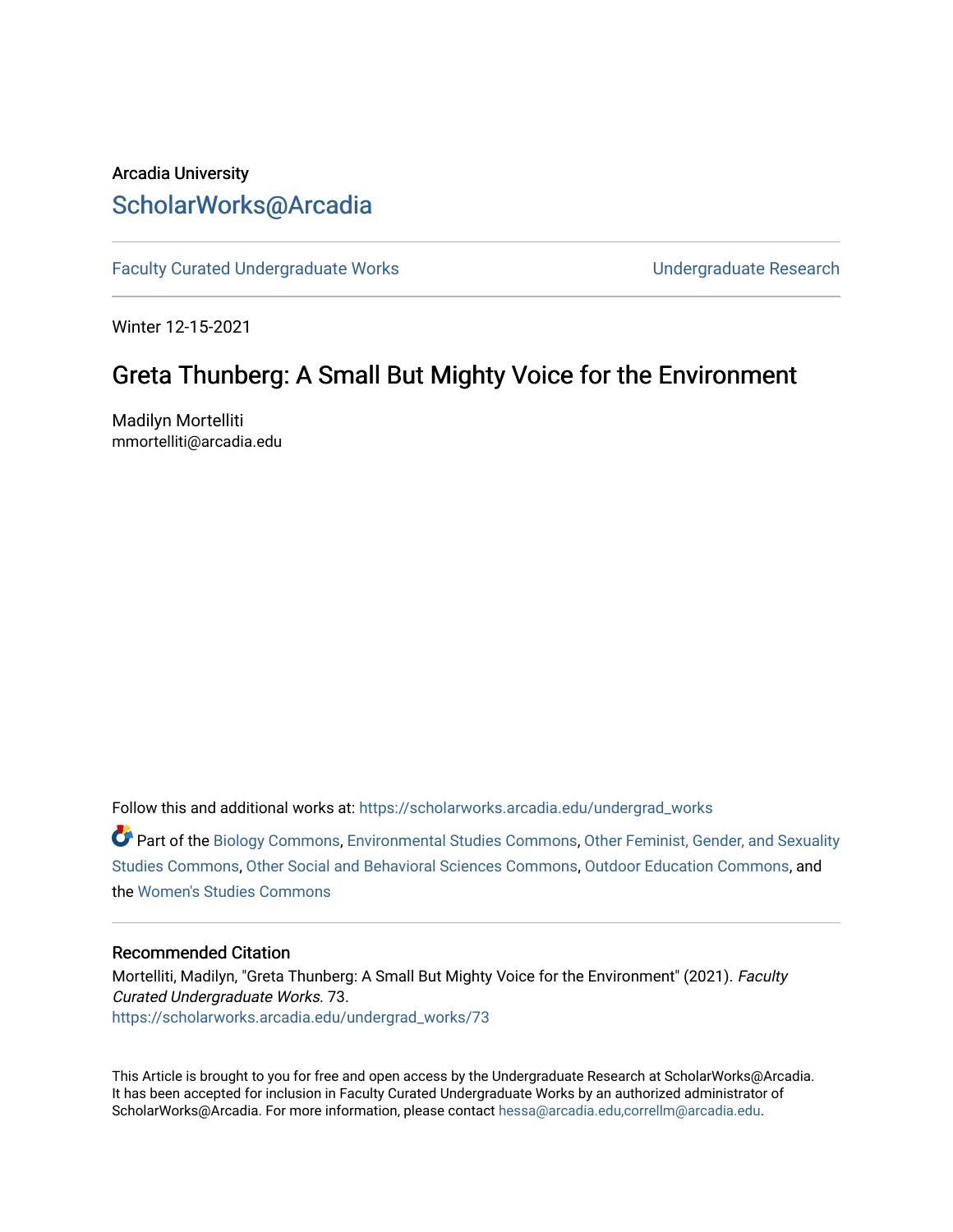Arcadia University

ScholarWorks@Arcadia

Faculty Curated Undergraduate Works | Undergraduate Research

Winter 12-15-2021

# Greta Thunberg: A Small But Mighty Voice for the Environment

Madilyn Mortelliti
mmortelliti@arcadia.edu

Follow this and additional works at: https://scholarworks.arcadia.edu/undergrad_works

Part of the Biology Commons, Environmental Studies Commons, Other Feminist, Gender, and Sexuality Studies Commons, Other Social and Behavioral Sciences Commons, Outdoor Education Commons, and the Women's Studies Commons

## Recommended Citation

Mortelliti, Madilyn, "Greta Thunberg: A Small But Mighty Voice for the Environment" (2021). *Faculty Curated Undergraduate Works*. 73.
https://scholarworks.arcadia.edu/undergrad_works/73

This Article is brought to you for free and open access by the Undergraduate Research at ScholarWorks@Arcadia. It has been accepted for inclusion in Faculty Curated Undergraduate Works by an authorized administrator of ScholarWorks@Arcadia. For more information, please contact hessa@arcadia.edu,correllm@arcadia.edu.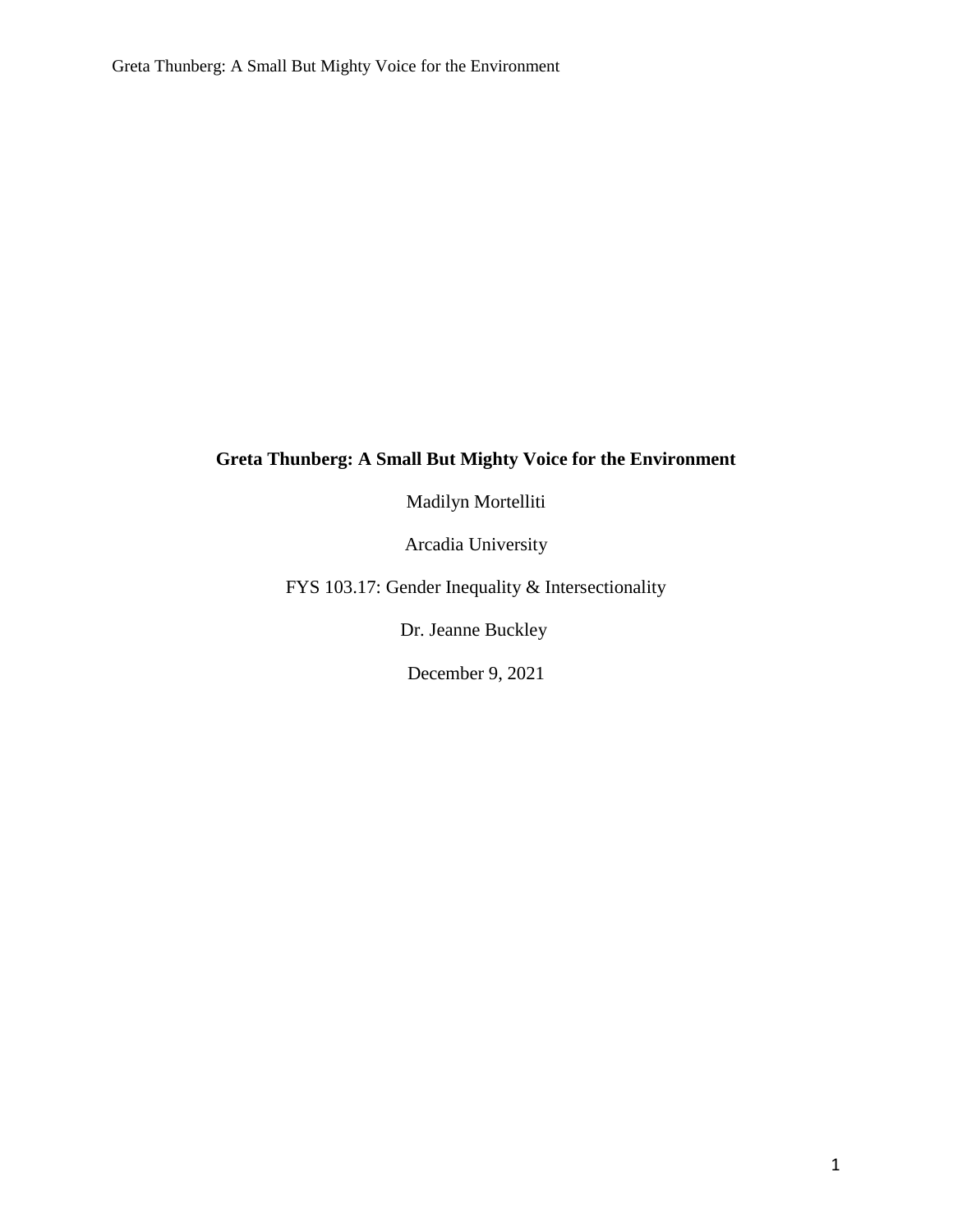**Greta Thunberg: A Small But Mighty Voice for the Environment**

Madilyn Mortelliti

Arcadia University

FYS 103.17: Gender Inequality & Intersectionality

Dr. Jeanne Buckley

December 9, 2021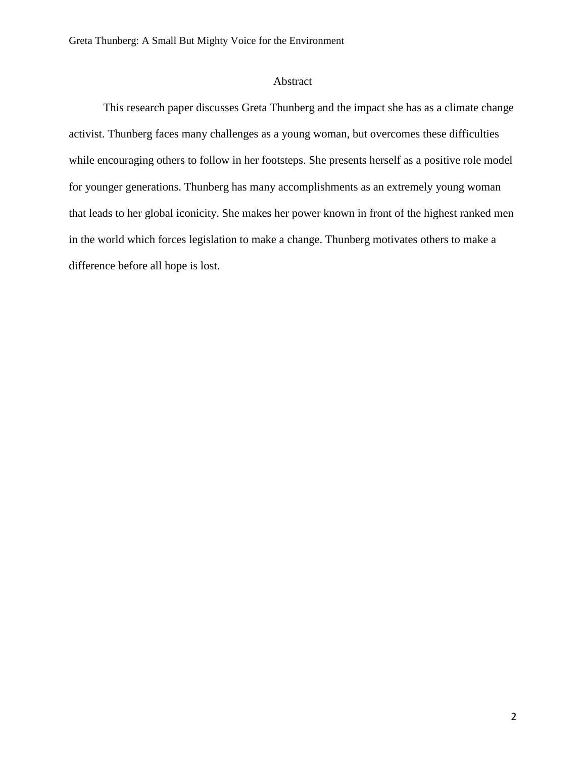# Abstract

This research paper discusses Greta Thunberg and the impact she has as a climate change activist. Thunberg faces many challenges as a young woman, but overcomes these difficulties while encouraging others to follow in her footsteps. She presents herself as a positive role model for younger generations. Thunberg has many accomplishments as an extremely young woman that leads to her global iconicity. She makes her power known in front of the highest ranked men in the world which forces legislation to make a change. Thunberg motivates others to make a difference before all hope is lost.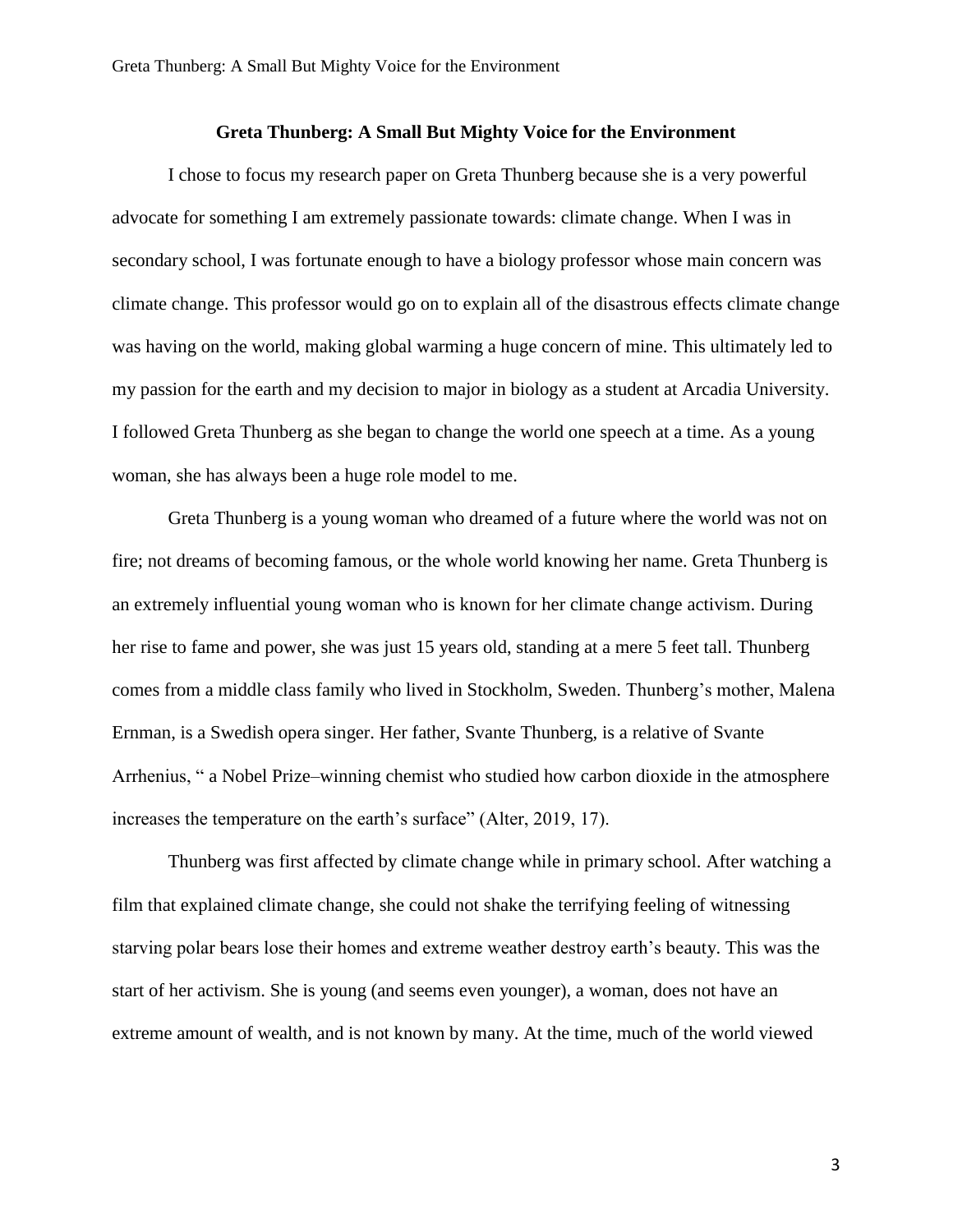**Greta Thunberg: A Small But Mighty Voice for the Environment**

I chose to focus my research paper on Greta Thunberg because she is a very powerful advocate for something I am extremely passionate towards: climate change. When I was in secondary school, I was fortunate enough to have a biology professor whose main concern was climate change. This professor would go on to explain all of the disastrous effects climate change was having on the world, making global warming a huge concern of mine. This ultimately led to my passion for the earth and my decision to major in biology as a student at Arcadia University. I followed Greta Thunberg as she began to change the world one speech at a time. As a young woman, she has always been a huge role model to me.

Greta Thunberg is a young woman who dreamed of a future where the world was not on fire; not dreams of becoming famous, or the whole world knowing her name. Greta Thunberg is an extremely influential young woman who is known for her climate change activism. During her rise to fame and power, she was just 15 years old, standing at a mere 5 feet tall. Thunberg comes from a middle class family who lived in Stockholm, Sweden. Thunberg's mother, Malena Ernman, is a Swedish opera singer. Her father, Svante Thunberg, is a relative of Svante Arrhenius, " a Nobel Prize–winning chemist who studied how carbon dioxide in the atmosphere increases the temperature on the earth's surface" (Alter, 2019, 17).

Thunberg was first affected by climate change while in primary school. After watching a film that explained climate change, she could not shake the terrifying feeling of witnessing starving polar bears lose their homes and extreme weather destroy earth's beauty. This was the start of her activism. She is young (and seems even younger), a woman, does not have an extreme amount of wealth, and is not known by many. At the time, much of the world viewed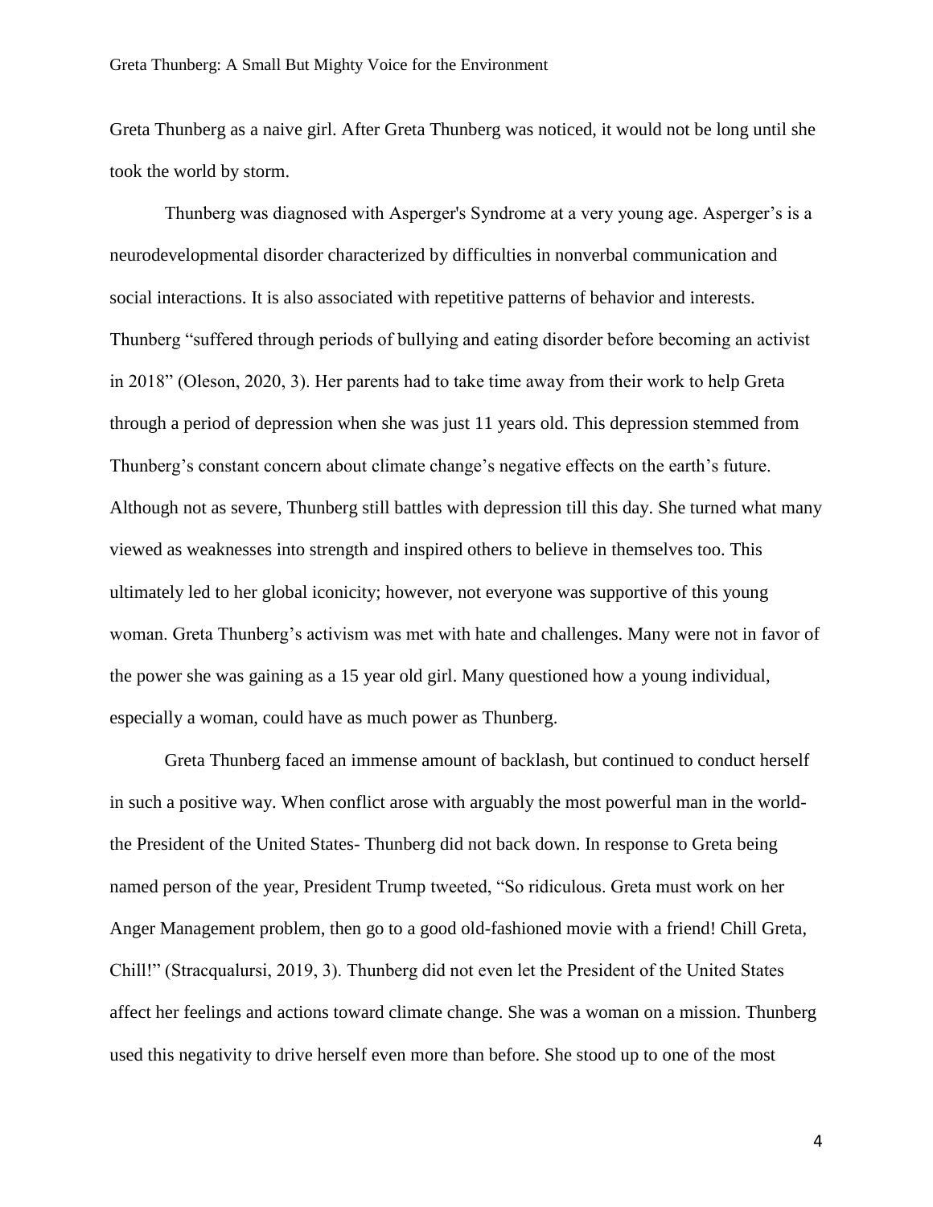Greta Thunberg as a naive girl. After Greta Thunberg was noticed, it would not be long until she took the world by storm.

Thunberg was diagnosed with Asperger's Syndrome at a very young age. Asperger's is a neurodevelopmental disorder characterized by difficulties in nonverbal communication and social interactions. It is also associated with repetitive patterns of behavior and interests. Thunberg "suffered through periods of bullying and eating disorder before becoming an activist in 2018" (Oleson, 2020, 3). Her parents had to take time away from their work to help Greta through a period of depression when she was just 11 years old. This depression stemmed from Thunberg's constant concern about climate change's negative effects on the earth's future. Although not as severe, Thunberg still battles with depression till this day. She turned what many viewed as weaknesses into strength and inspired others to believe in themselves too. This ultimately led to her global iconicity; however, not everyone was supportive of this young woman. Greta Thunberg's activism was met with hate and challenges. Many were not in favor of the power she was gaining as a 15 year old girl. Many questioned how a young individual, especially a woman, could have as much power as Thunberg.

Greta Thunberg faced an immense amount of backlash, but continued to conduct herself in such a positive way. When conflict arose with arguably the most powerful man in the world- the President of the United States- Thunberg did not back down. In response to Greta being named person of the year, President Trump tweeted, "So ridiculous. Greta must work on her Anger Management problem, then go to a good old-fashioned movie with a friend! Chill Greta, Chill!" (Stracqualursi, 2019, 3). Thunberg did not even let the President of the United States affect her feelings and actions toward climate change. She was a woman on a mission. Thunberg used this negativity to drive herself even more than before. She stood up to one of the most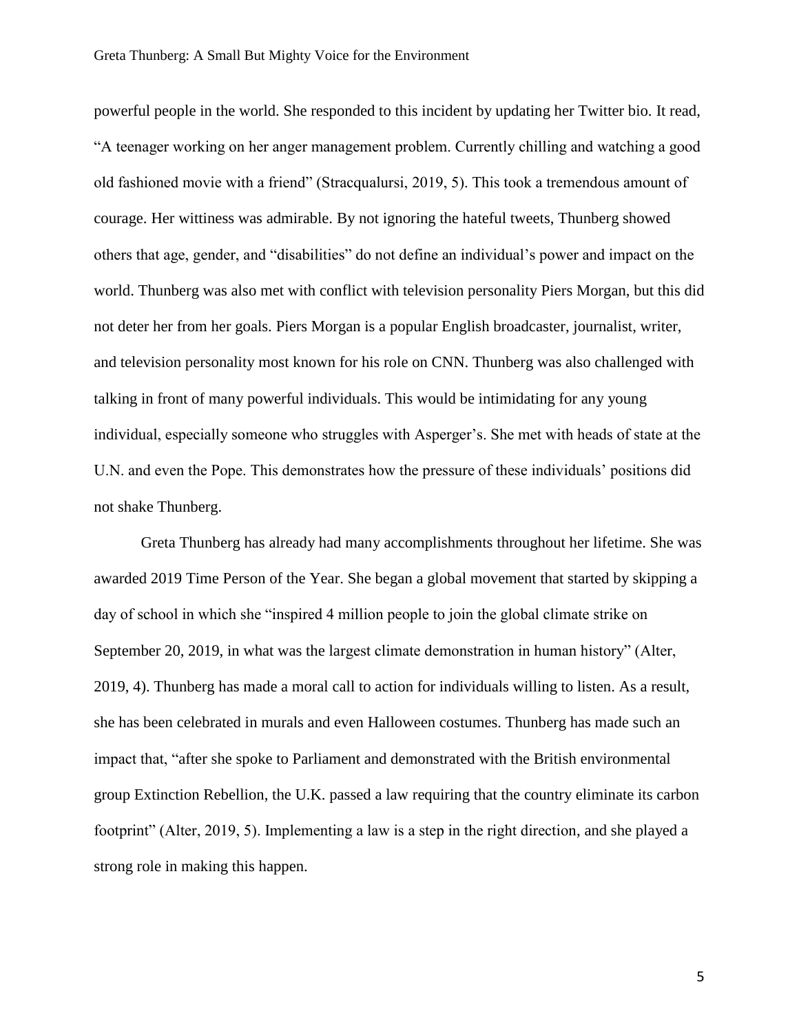powerful people in the world. She responded to this incident by updating her Twitter bio. It read, "A teenager working on her anger management problem. Currently chilling and watching a good old fashioned movie with a friend" (Stracqualursi, 2019, 5). This took a tremendous amount of courage. Her wittiness was admirable. By not ignoring the hateful tweets, Thunberg showed others that age, gender, and "disabilities" do not define an individual's power and impact on the world. Thunberg was also met with conflict with television personality Piers Morgan, but this did not deter her from her goals. Piers Morgan is a popular English broadcaster, journalist, writer, and television personality most known for his role on CNN. Thunberg was also challenged with talking in front of many powerful individuals. This would be intimidating for any young individual, especially someone who struggles with Asperger's. She met with heads of state at the U.N. and even the Pope. This demonstrates how the pressure of these individuals' positions did not shake Thunberg.

Greta Thunberg has already had many accomplishments throughout her lifetime. She was awarded 2019 Time Person of the Year. She began a global movement that started by skipping a day of school in which she "inspired 4 million people to join the global climate strike on September 20, 2019, in what was the largest climate demonstration in human history" (Alter, 2019, 4). Thunberg has made a moral call to action for individuals willing to listen. As a result, she has been celebrated in murals and even Halloween costumes. Thunberg has made such an impact that, "after she spoke to Parliament and demonstrated with the British environmental group Extinction Rebellion, the U.K. passed a law requiring that the country eliminate its carbon footprint" (Alter, 2019, 5). Implementing a law is a step in the right direction, and she played a strong role in making this happen.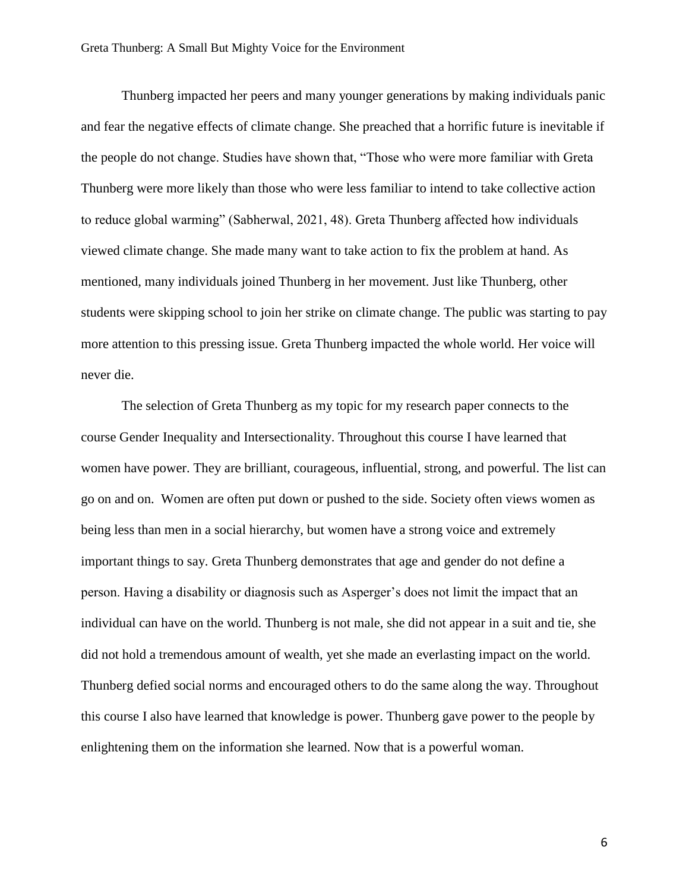Thunberg impacted her peers and many younger generations by making individuals panic and fear the negative effects of climate change. She preached that a horrific future is inevitable if the people do not change. Studies have shown that, "Those who were more familiar with Greta Thunberg were more likely than those who were less familiar to intend to take collective action to reduce global warming" (Sabherwal, 2021, 48). Greta Thunberg affected how individuals viewed climate change. She made many want to take action to fix the problem at hand. As mentioned, many individuals joined Thunberg in her movement. Just like Thunberg, other students were skipping school to join her strike on climate change. The public was starting to pay more attention to this pressing issue. Greta Thunberg impacted the whole world. Her voice will never die.

The selection of Greta Thunberg as my topic for my research paper connects to the course Gender Inequality and Intersectionality. Throughout this course I have learned that women have power. They are brilliant, courageous, influential, strong, and powerful. The list can go on and on. Women are often put down or pushed to the side. Society often views women as being less than men in a social hierarchy, but women have a strong voice and extremely important things to say. Greta Thunberg demonstrates that age and gender do not define a person. Having a disability or diagnosis such as Asperger's does not limit the impact that an individual can have on the world. Thunberg is not male, she did not appear in a suit and tie, she did not hold a tremendous amount of wealth, yet she made an everlasting impact on the world. Thunberg defied social norms and encouraged others to do the same along the way. Throughout this course I also have learned that knowledge is power. Thunberg gave power to the people by enlightening them on the information she learned. Now that is a powerful woman.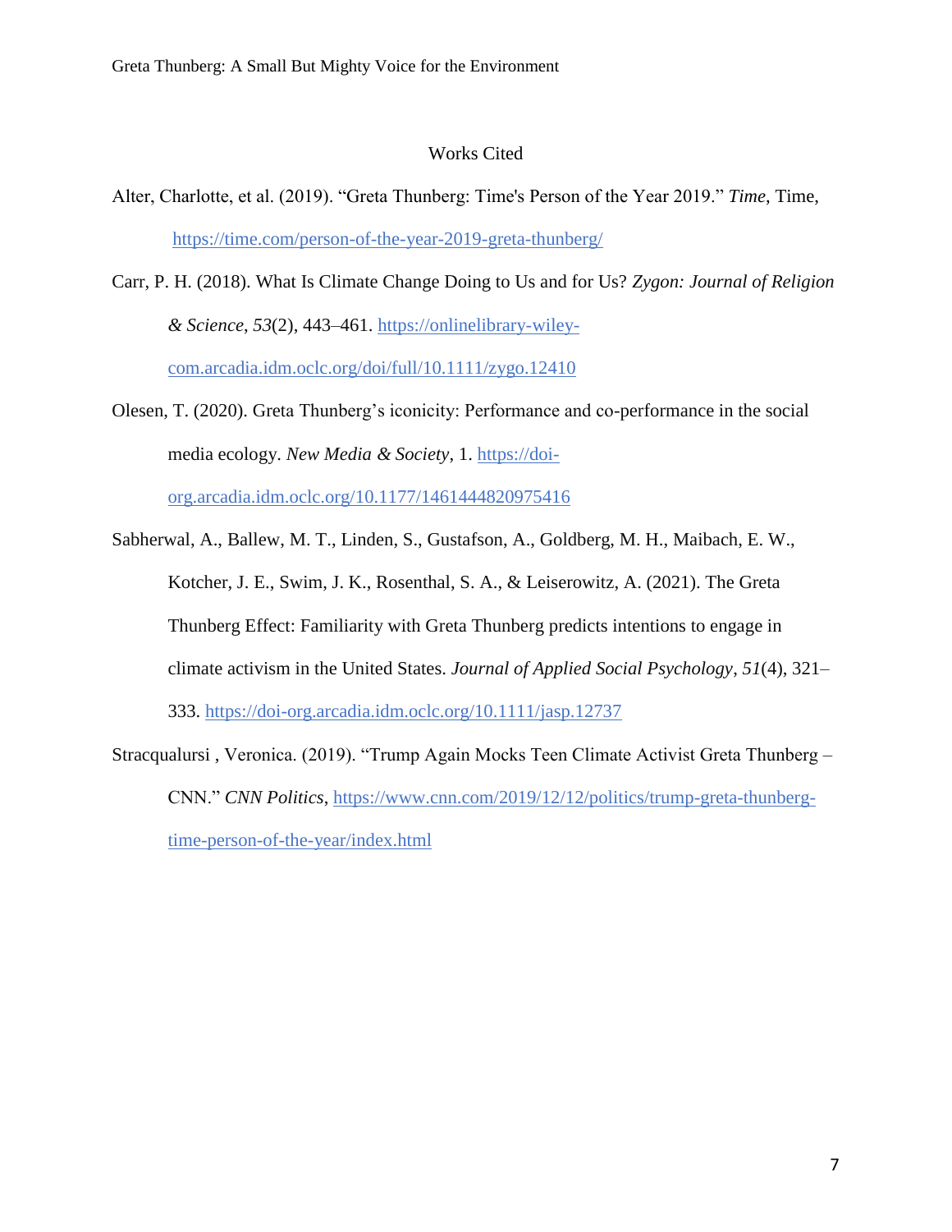# Works Cited

Alter, Charlotte, et al. (2019). "Greta Thunberg: Time's Person of the Year 2019." *Time*, Time, https://time.com/person-of-the-year-2019-greta-thunberg/

Carr, P. H. (2018). What Is Climate Change Doing to Us and for Us? *Zygon: Journal of Religion & Science*, *53*(2), 443–461. https://onlinelibrary-wiley-com.arcadia.idm.oclc.org/doi/full/10.1111/zygo.12410

Olesen, T. (2020). Greta Thunberg's iconicity: Performance and co-performance in the social media ecology. *New Media & Society*, 1. https://doi-org.arcadia.idm.oclc.org/10.1177/1461444820975416

Sabherwal, A., Ballew, M. T., Linden, S., Gustafson, A., Goldberg, M. H., Maibach, E. W., Kotcher, J. E., Swim, J. K., Rosenthal, S. A., & Leiserowitz, A. (2021). The Greta Thunberg Effect: Familiarity with Greta Thunberg predicts intentions to engage in climate activism in the United States. *Journal of Applied Social Psychology*, *51*(4), 321–333. https://doi-org.arcadia.idm.oclc.org/10.1111/jasp.12737

Stracqualursi , Veronica. (2019). "Trump Again Mocks Teen Climate Activist Greta Thunberg – CNN." *CNN Politics*, https://www.cnn.com/2019/12/12/politics/trump-greta-thunberg-time-person-of-the-year/index.html